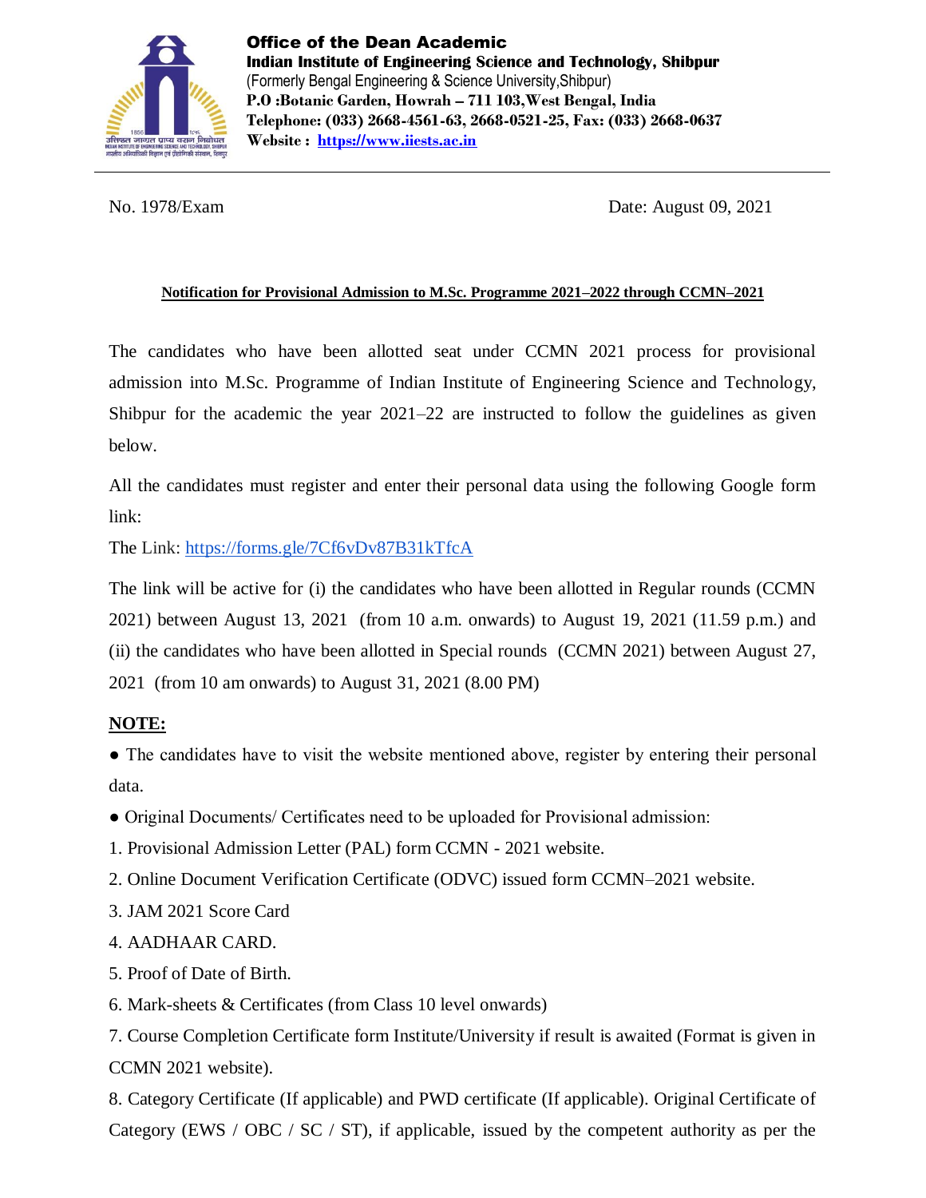**Office of the Dean Academic**
**Indian Institute of Engineering Science and Technology, Shibpur**
(Formerly Bengal Engineering & Science University,Shibpur)
**P.O :Botanic Garden, Howrah – 711 103,West Bengal, India**
**Telephone: (033) 2668-4561-63, 2668-0521-25, Fax: (033) 2668-0637**
**Website : [https://www.iiests.ac.in](https://www.iiests.ac.in)**

---

No. 1978/Exam Date: August 09, 2021

**Notification for Provisional Admission to M.Sc. Programme 2021–2022 through CCMN–2021**

The candidates who have been allotted seat under CCMN 2021 process for provisional admission into M.Sc. Programme of Indian Institute of Engineering Science and Technology, Shibpur for the academic the year 2021–22 are instructed to follow the guidelines as given below.

All the candidates must register and enter their personal data using the following Google form link:

The Link: [https://forms.gle/7Cf6vDv87B31kTfcA](https://forms.gle/7Cf6vDv87B31kTfcA)

The link will be active for (i) the candidates who have been allotted in Regular rounds (CCMN 2021) between August 13, 2021 (from 10 a.m. onwards) to August 19, 2021 (11.59 p.m.) and (ii) the candidates who have been allotted in Special rounds (CCMN 2021) between August 27, 2021 (from 10 am onwards) to August 31, 2021 (8.00 PM)

**NOTE:**

- The candidates have to visit the website mentioned above, register by entering their personal data.
- Original Documents/ Certificates need to be uploaded for Provisional admission:

1. Provisional Admission Letter (PAL) form CCMN - 2021 website.
2. Online Document Verification Certificate (ODVC) issued form CCMN–2021 website.
3. JAM 2021 Score Card
4. AADHAAR CARD.
5. Proof of Date of Birth.
6. Mark-sheets & Certificates (from Class 10 level onwards)
7. Course Completion Certificate form Institute/University if result is awaited (Format is given in CCMN 2021 website).
8. Category Certificate (If applicable) and PWD certificate (If applicable). Original Certificate of Category (EWS / OBC / SC / ST), if applicable, issued by the competent authority as per the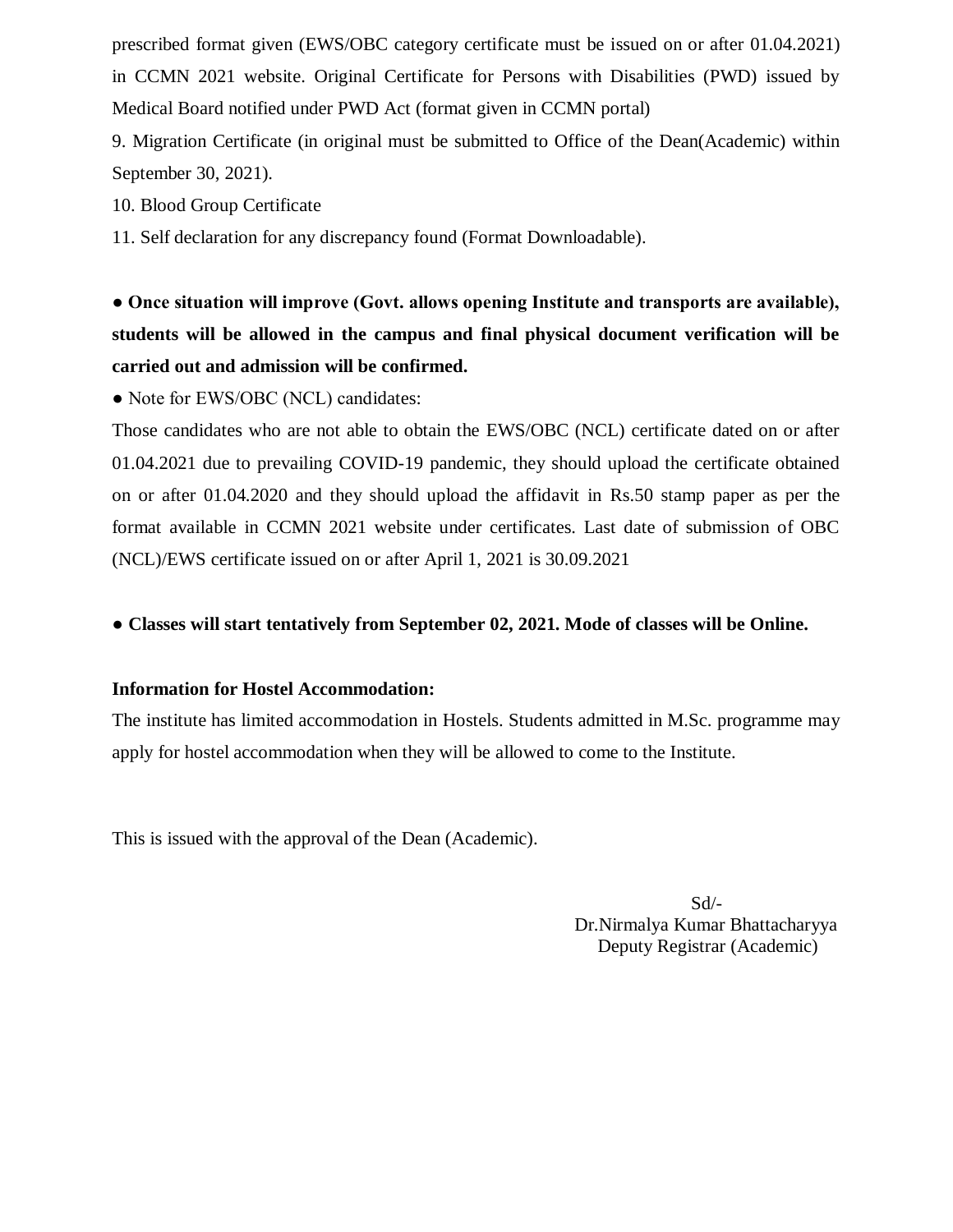prescribed format given (EWS/OBC category certificate must be issued on or after 01.04.2021) in CCMN 2021 website. Original Certificate for Persons with Disabilities (PWD) issued by Medical Board notified under PWD Act (format given in CCMN portal)

9. Migration Certificate (in original must be submitted to Office of the Dean(Academic) within September 30, 2021).

10. Blood Group Certificate

11. Self declaration for any discrepancy found (Format Downloadable).

● **Once situation will improve (Govt. allows opening Institute and transports are available), students will be allowed in the campus and final physical document verification will be carried out and admission will be confirmed.**

● Note for EWS/OBC (NCL) candidates:

Those candidates who are not able to obtain the EWS/OBC (NCL) certificate dated on or after 01.04.2021 due to prevailing COVID-19 pandemic, they should upload the certificate obtained on or after 01.04.2020 and they should upload the affidavit in Rs.50 stamp paper as per the format available in CCMN 2021 website under certificates. Last date of submission of OBC (NCL)/EWS certificate issued on or after April 1, 2021 is 30.09.2021

● **Classes will start tentatively from September 02, 2021. Mode of classes will be Online.**

**Information for Hostel Accommodation:**

The institute has limited accommodation in Hostels. Students admitted in M.Sc. programme may apply for hostel accommodation when they will be allowed to come to the Institute.

This is issued with the approval of the Dean (Academic).

Sd/-
Dr.Nirmalya Kumar Bhattacharyya
Deputy Registrar (Academic)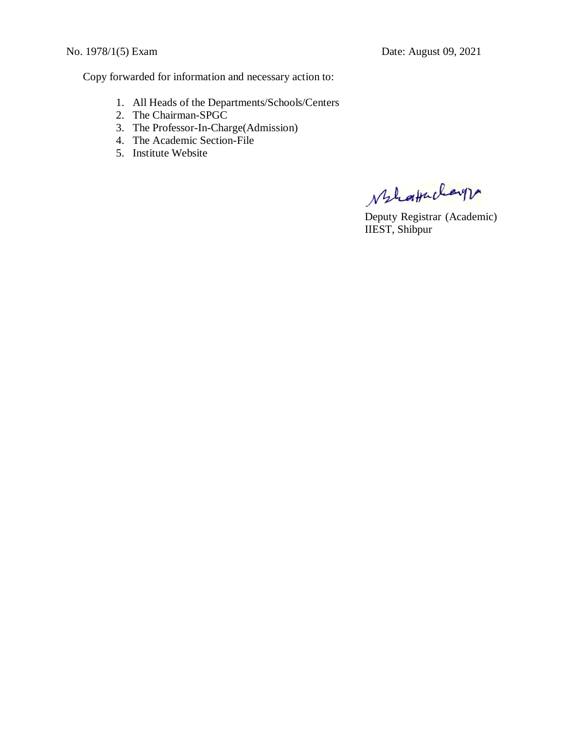No. 1978/1(5) Exam                                                                                     Date: August 09, 2021

Copy forwarded for information and necessary action to:

1. All Heads of the Departments/Schools/Centers
2. The Chairman-SPGC
3. The Professor-In-Charge(Admission)
4. The Academic Section-File
5. Institute Website

Deputy Registrar (Academic)
IIEST, Shibpur